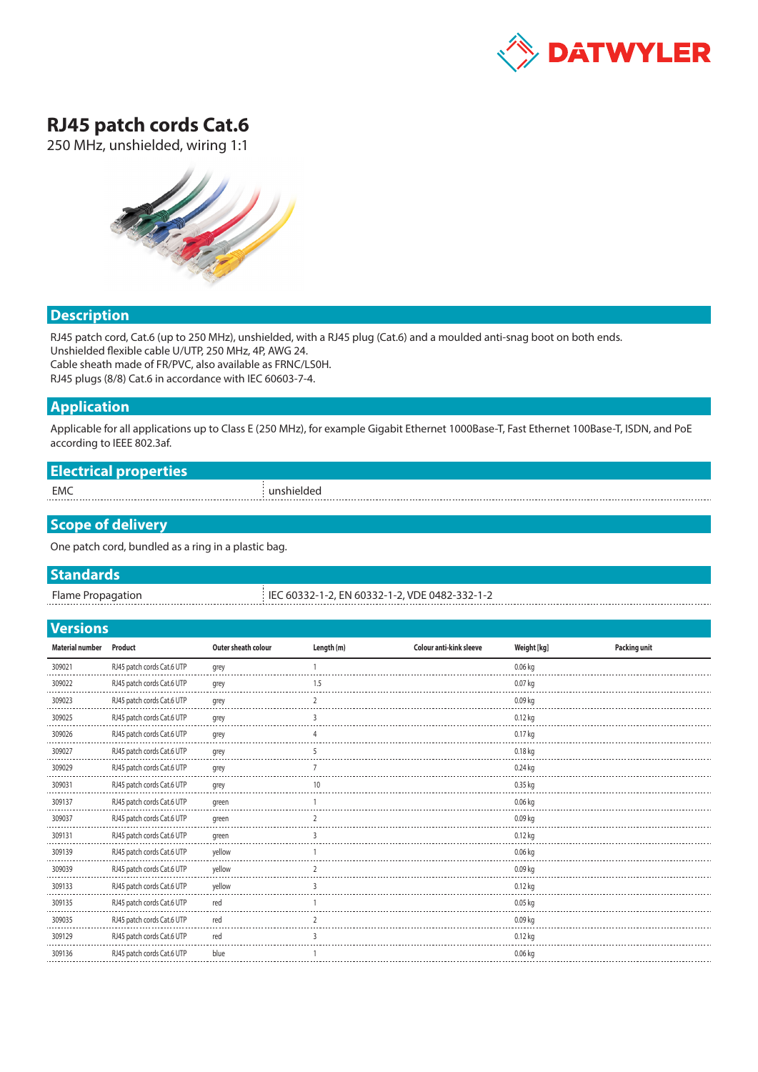# RJ45 patch cords Cat.6

250 MHz, unshielded, wiring 1:1

## Description

RJ45 patch cord, Cat.6 (up to 250 MHz), unshielded, with a RJ45 plug (Cat.6) and a moulded anti-snag boot on both ends.
Unshielded flexible cable U/UTP, 250 MHz, 4P, AWG 24.
Cable sheath made of FR/PVC, also available as FRNC/LS0H.
RJ45 plugs (8/8) Cat.6 in accordance with IEC 60603-7-4.

## Application

Applicable for all applications up to Class E (250 MHz), for example Gigabit Ethernet 1000Base-T, Fast Ethernet 100Base-T, ISDN, and PoE according to IEEE 802.3af.

## Electrical properties

| | |
|---|---|
| EMC | unshielded |

## Scope of delivery

One patch cord, bundled as a ring in a plastic bag.

## Standards

| | |
|---|---|
| Flame Propagation | IEC 60332-1-2, EN 60332-1-2, VDE 0482-332-1-2 |

## Versions

| Material number | Product | Outer sheath colour | Length (m) | Colour anti-kink sleeve | Weight [kg] | Packing unit |
|---|---|---|---|---|---|---|
| 309021 | RJ45 patch cords Cat.6 UTP | grey | 1 | | 0.06 kg | |
| 309022 | RJ45 patch cords Cat.6 UTP | grey | 1.5 | | 0.07 kg | |
| 309023 | RJ45 patch cords Cat.6 UTP | grey | 2 | | 0.09 kg | |
| 309025 | RJ45 patch cords Cat.6 UTP | grey | 3 | | 0.12 kg | |
| 309026 | RJ45 patch cords Cat.6 UTP | grey | 4 | | 0.17 kg | |
| 309027 | RJ45 patch cords Cat.6 UTP | grey | 5 | | 0.18 kg | |
| 309029 | RJ45 patch cords Cat.6 UTP | grey | 7 | | 0.24 kg | |
| 309031 | RJ45 patch cords Cat.6 UTP | grey | 10 | | 0.35 kg | |
| 309137 | RJ45 patch cords Cat.6 UTP | green | 1 | | 0.06 kg | |
| 309037 | RJ45 patch cords Cat.6 UTP | green | 2 | | 0.09 kg | |
| 309131 | RJ45 patch cords Cat.6 UTP | green | 3 | | 0.12 kg | |
| 309139 | RJ45 patch cords Cat.6 UTP | yellow | 1 | | 0.06 kg | |
| 309039 | RJ45 patch cords Cat.6 UTP | yellow | 2 | | 0.09 kg | |
| 309133 | RJ45 patch cords Cat.6 UTP | yellow | 3 | | 0.12 kg | |
| 309135 | RJ45 patch cords Cat.6 UTP | red | 1 | | 0.05 kg | |
| 309035 | RJ45 patch cords Cat.6 UTP | red | 2 | | 0.09 kg | |
| 309129 | RJ45 patch cords Cat.6 UTP | red | 3 | | 0.12 kg | |
| 309136 | RJ45 patch cords Cat.6 UTP | blue | 1 | | 0.06 kg | |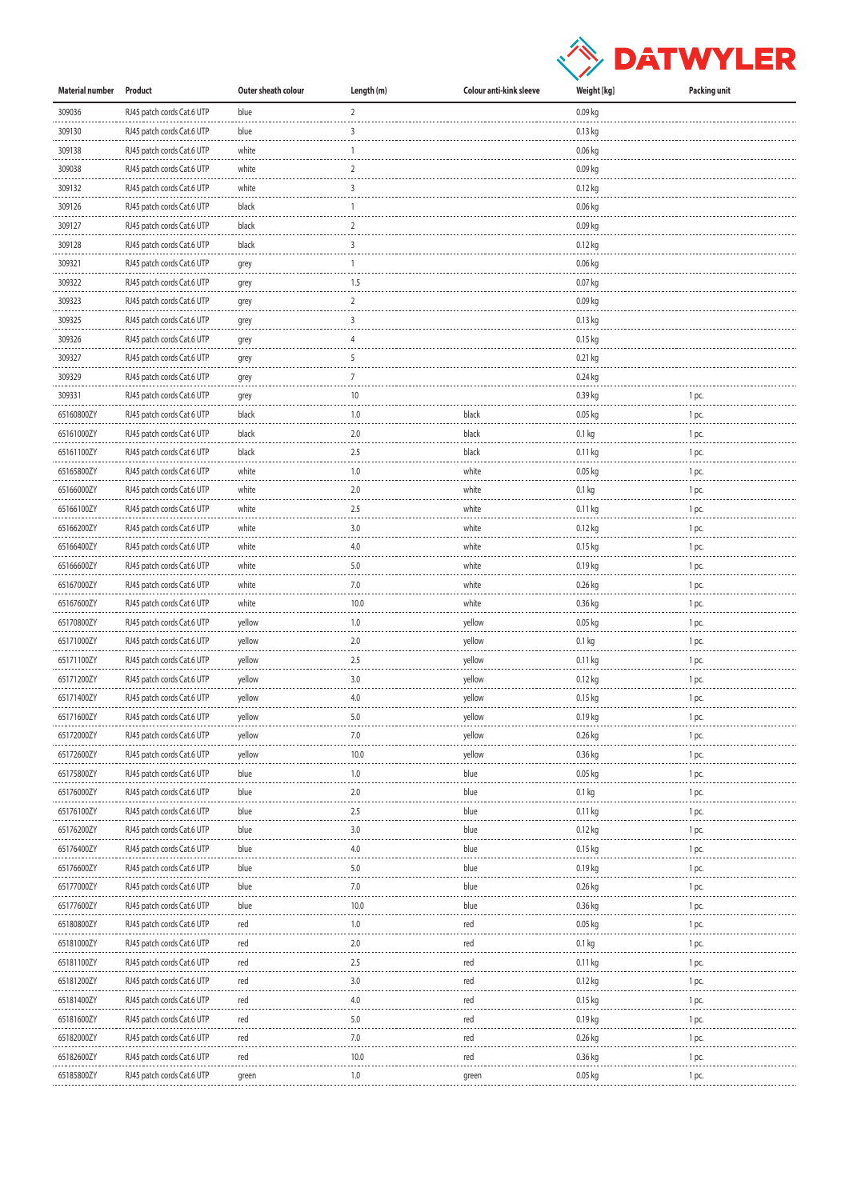| Material number | Product | Outer sheath colour | Length (m) | Colour anti-kink sleeve | Weight [kg] | Packing unit |
|---|---|---|---|---|---|---|
| 309036 | RJ45 patch cords Cat.6 UTP | blue | 2 | | 0.09 kg | |
| 309130 | RJ45 patch cords Cat.6 UTP | blue | 3 | | 0.13 kg | |
| 309138 | RJ45 patch cords Cat.6 UTP | white | 1 | | 0.06 kg | |
| 309038 | RJ45 patch cords Cat.6 UTP | white | 2 | | 0.09 kg | |
| 309132 | RJ45 patch cords Cat.6 UTP | white | 3 | | 0.12 kg | |
| 309126 | RJ45 patch cords Cat.6 UTP | black | 1 | | 0.06 kg | |
| 309127 | RJ45 patch cords Cat.6 UTP | black | 2 | | 0.09 kg | |
| 309128 | RJ45 patch cords Cat.6 UTP | black | 3 | | 0.12 kg | |
| 309321 | RJ45 patch cords Cat.6 UTP | grey | 1 | | 0.06 kg | |
| 309322 | RJ45 patch cords Cat.6 UTP | grey | 1.5 | | 0.07 kg | |
| 309323 | RJ45 patch cords Cat.6 UTP | grey | 2 | | 0.09 kg | |
| 309325 | RJ45 patch cords Cat.6 UTP | grey | 3 | | 0.13 kg | |
| 309326 | RJ45 patch cords Cat.6 UTP | grey | 4 | | 0.15 kg | |
| 309327 | RJ45 patch cords Cat.6 UTP | grey | 5 | | 0.21 kg | |
| 309329 | RJ45 patch cords Cat.6 UTP | grey | 7 | | 0.24 kg | |
| 309331 | RJ45 patch cords Cat.6 UTP | grey | 10 | | 0.39 kg | 1 pc. |
| 65160800ZY | RJ45 patch cords Cat 6 UTP | black | 1.0 | black | 0.05 kg | 1 pc. |
| 65161000ZY | RJ45 patch cords Cat 6 UTP | black | 2.0 | black | 0.1 kg | 1 pc. |
| 65161100ZY | RJ45 patch cords Cat 6 UTP | black | 2.5 | black | 0.11 kg | 1 pc. |
| 65165800ZY | RJ45 patch cords Cat 6 UTP | white | 1.0 | white | 0.05 kg | 1 pc. |
| 65166000ZY | RJ45 patch cords Cat 6 UTP | white | 2.0 | white | 0.1 kg | 1 pc. |
| 65166100ZY | RJ45 patch cords Cat 6 UTP | white | 2.5 | white | 0.11 kg | 1 pc. |
| 65166200ZY | RJ45 patch cords Cat.6 UTP | white | 3.0 | white | 0.12 kg | 1 pc. |
| 65166400ZY | RJ45 patch cords Cat.6 UTP | white | 4.0 | white | 0.15 kg | 1 pc. |
| 65166600ZY | RJ45 patch cords Cat.6 UTP | white | 5.0 | white | 0.19 kg | 1 pc. |
| 65167000ZY | RJ45 patch cords Cat.6 UTP | white | 7.0 | white | 0.26 kg | 1 pc. |
| 65167600ZY | RJ45 patch cords Cat 6 UTP | white | 10.0 | white | 0.36 kg | 1 pc. |
| 65170800ZY | RJ45 patch cords Cat.6 UTP | yellow | 1.0 | yellow | 0.05 kg | 1 pc. |
| 65171000ZY | RJ45 patch cords Cat.6 UTP | yellow | 2.0 | yellow | 0.1 kg | 1 pc. |
| 65171100ZY | RJ45 patch cords Cat.6 UTP | yellow | 2.5 | yellow | 0.11 kg | 1 pc. |
| 65171200ZY | RJ45 patch cords Cat.6 UTP | yellow | 3.0 | yellow | 0.12 kg | 1 pc. |
| 65171400ZY | RJ45 patch cords Cat.6 UTP | yellow | 4.0 | yellow | 0.15 kg | 1 pc. |
| 65171600ZY | RJ45 patch cords Cat.6 UTP | yellow | 5.0 | yellow | 0.19 kg | 1 pc. |
| 65172000ZY | RJ45 patch cords Cat.6 UTP | yellow | 7.0 | yellow | 0.26 kg | 1 pc. |
| 65172600ZY | RJ45 patch cords Cat.6 UTP | yellow | 10.0 | yellow | 0.36 kg | 1 pc. |
| 65175800ZY | RJ45 patch cords Cat.6 UTP | blue | 1.0 | blue | 0.05 kg | 1 pc. |
| 65176000ZY | RJ45 patch cords Cat.6 UTP | blue | 2.0 | blue | 0.1 kg | 1 pc. |
| 65176100ZY | RJ45 patch cords Cat.6 UTP | blue | 2.5 | blue | 0.11 kg | 1 pc. |
| 65176200ZY | RJ45 patch cords Cat.6 UTP | blue | 3.0 | blue | 0.12 kg | 1 pc. |
| 65176400ZY | RJ45 patch cords Cat.6 UTP | blue | 4.0 | blue | 0.15 kg | 1 pc. |
| 65176600ZY | RJ45 patch cords Cat.6 UTP | blue | 5.0 | blue | 0.19 kg | 1 pc. |
| 65177000ZY | RJ45 patch cords Cat.6 UTP | blue | 7.0 | blue | 0.26 kg | 1 pc. |
| 65177600ZY | RJ45 patch cords Cat.6 UTP | blue | 10.0 | blue | 0.36 kg | 1 pc. |
| 65180800ZY | RJ45 patch cords Cat.6 UTP | red | 1.0 | red | 0.05 kg | 1 pc. |
| 65181000ZY | RJ45 patch cords Cat.6 UTP | red | 2.0 | red | 0.1 kg | 1 pc. |
| 65181100ZY | RJ45 patch cords Cat.6 UTP | red | 2.5 | red | 0.11 kg | 1 pc. |
| 65181200ZY | RJ45 patch cords Cat.6 UTP | red | 3.0 | red | 0.12 kg | 1 pc. |
| 65181400ZY | RJ45 patch cords Cat.6 UTP | red | 4.0 | red | 0.15 kg | 1 pc. |
| 65181600ZY | RJ45 patch cords Cat.6 UTP | red | 5.0 | red | 0.19 kg | 1 pc. |
| 65182000ZY | RJ45 patch cords Cat.6 UTP | red | 7.0 | red | 0.26 kg | 1 pc. |
| 65182600ZY | RJ45 patch cords Cat.6 UTP | red | 10.0 | red | 0.36 kg | 1 pc. |
| 65185800ZY | RJ45 patch cords Cat.6 UTP | green | 1.0 | green | 0.05 kg | 1 pc. |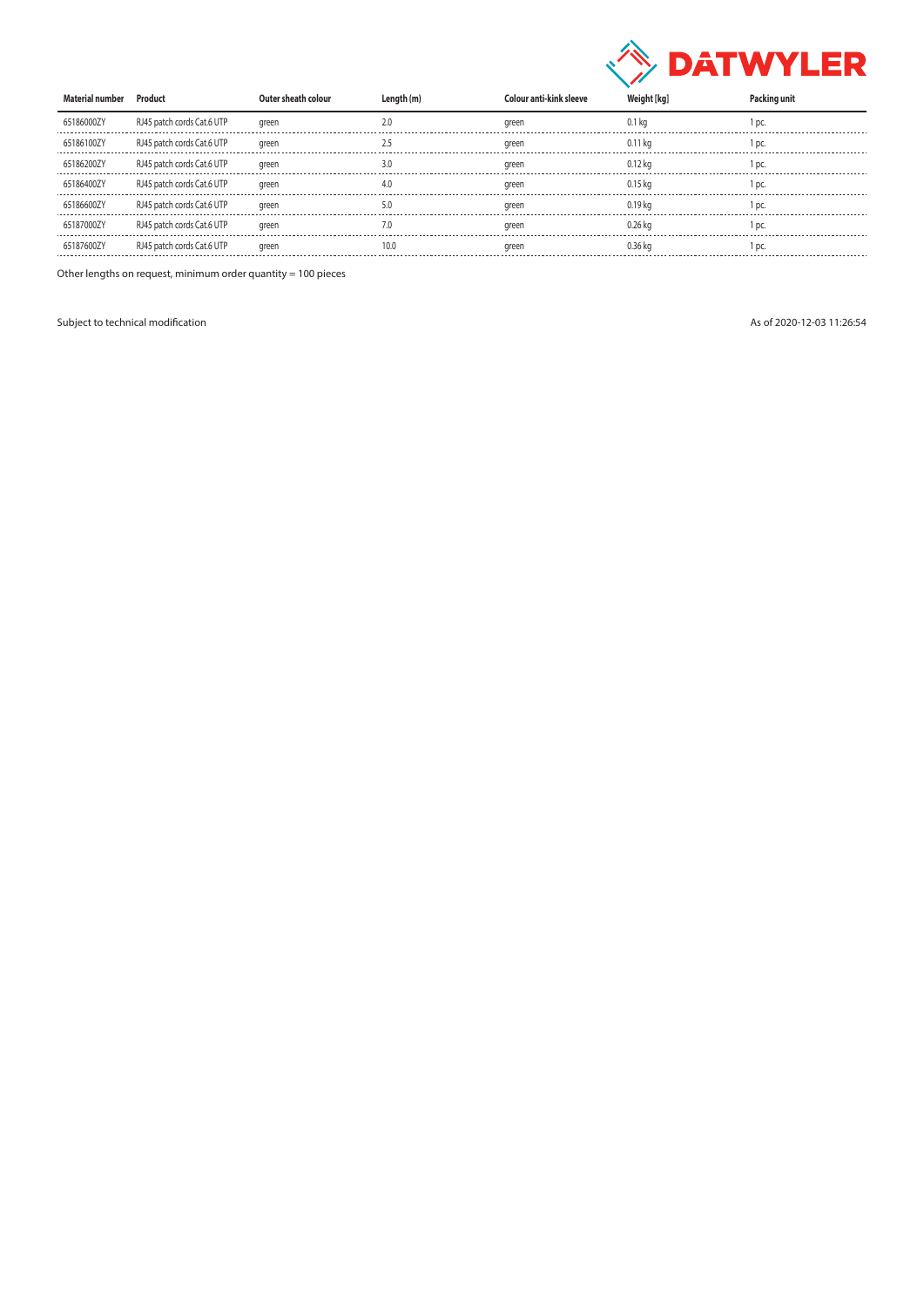| Material number | Product | Outer sheath colour | Length (m) | Colour anti-kink sleeve | Weight [kg] | Packing unit |
|---|---|---|---|---|---|---|
| 65186000ZY | RJ45 patch cords Cat.6 UTP | green | 2.0 | green | 0.1 kg | 1 pc. |
| 65186100ZY | RJ45 patch cords Cat.6 UTP | green | 2.5 | green | 0.11 kg | 1 pc. |
| 65186200ZY | RJ45 patch cords Cat.6 UTP | green | 3.0 | green | 0.12 kg | 1 pc. |
| 65186400ZY | RJ45 patch cords Cat.6 UTP | green | 4.0 | green | 0.15 kg | 1 pc. |
| 65186600ZY | RJ45 patch cords Cat.6 UTP | green | 5.0 | green | 0.19 kg | 1 pc. |
| 65187000ZY | RJ45 patch cords Cat.6 UTP | green | 7.0 | green | 0.26 kg | 1 pc. |
| 65187600ZY | RJ45 patch cords Cat.6 UTP | green | 10.0 | green | 0.36 kg | 1 pc. |

Other lengths on request, minimum order quantity = 100 pieces

Subject to technical modification

As of 2020-12-03 11:26:54